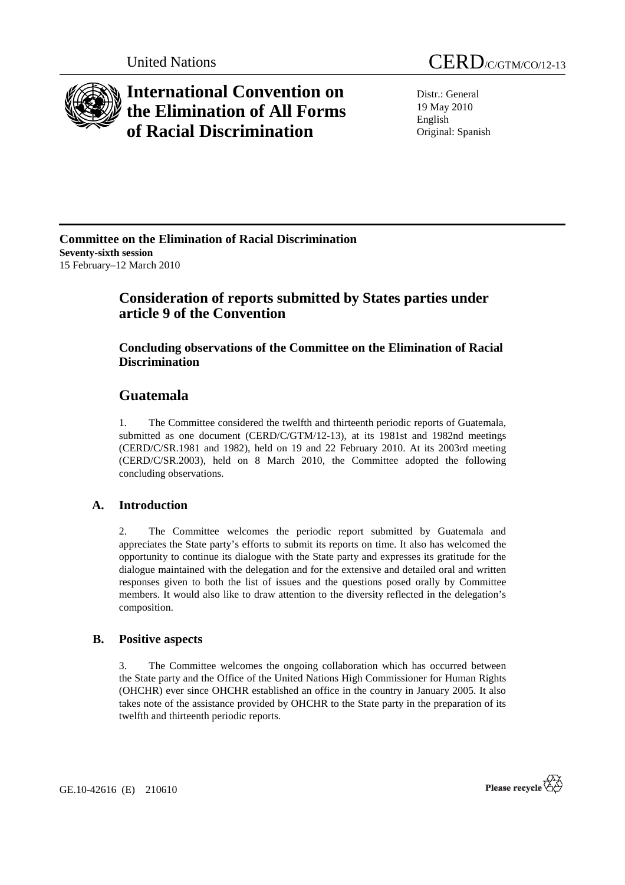United Nations CERD/C/GTM/CO/12-13

# International Convention on the Elimination of All Forms of Racial Discrimination

Distr.: General
19 May 2010
English
Original: Spanish

**Committee on the Elimination of Racial Discrimination**
**Seventy-sixth session**
15 February–12 March 2010

## Consideration of reports submitted by States parties under article 9 of the Convention

### Concluding observations of the Committee on the Elimination of Racial Discrimination

## Guatemala

1. The Committee considered the twelfth and thirteenth periodic reports of Guatemala, submitted as one document (CERD/C/GTM/12-13), at its 1981st and 1982nd meetings (CERD/C/SR.1981 and 1982), held on 19 and 22 February 2010. At its 2003rd meeting (CERD/C/SR.2003), held on 8 March 2010, the Committee adopted the following concluding observations.

### A. Introduction

2. The Committee welcomes the periodic report submitted by Guatemala and appreciates the State party's efforts to submit its reports on time. It also has welcomed the opportunity to continue its dialogue with the State party and expresses its gratitude for the dialogue maintained with the delegation and for the extensive and detailed oral and written responses given to both the list of issues and the questions posed orally by Committee members. It would also like to draw attention to the diversity reflected in the delegation's composition.

### B. Positive aspects

3. The Committee welcomes the ongoing collaboration which has occurred between the State party and the Office of the United Nations High Commissioner for Human Rights (OHCHR) ever since OHCHR established an office in the country in January 2005. It also takes note of the assistance provided by OHCHR to the State party in the preparation of its twelfth and thirteenth periodic reports.

GE.10-42616 (E) 210610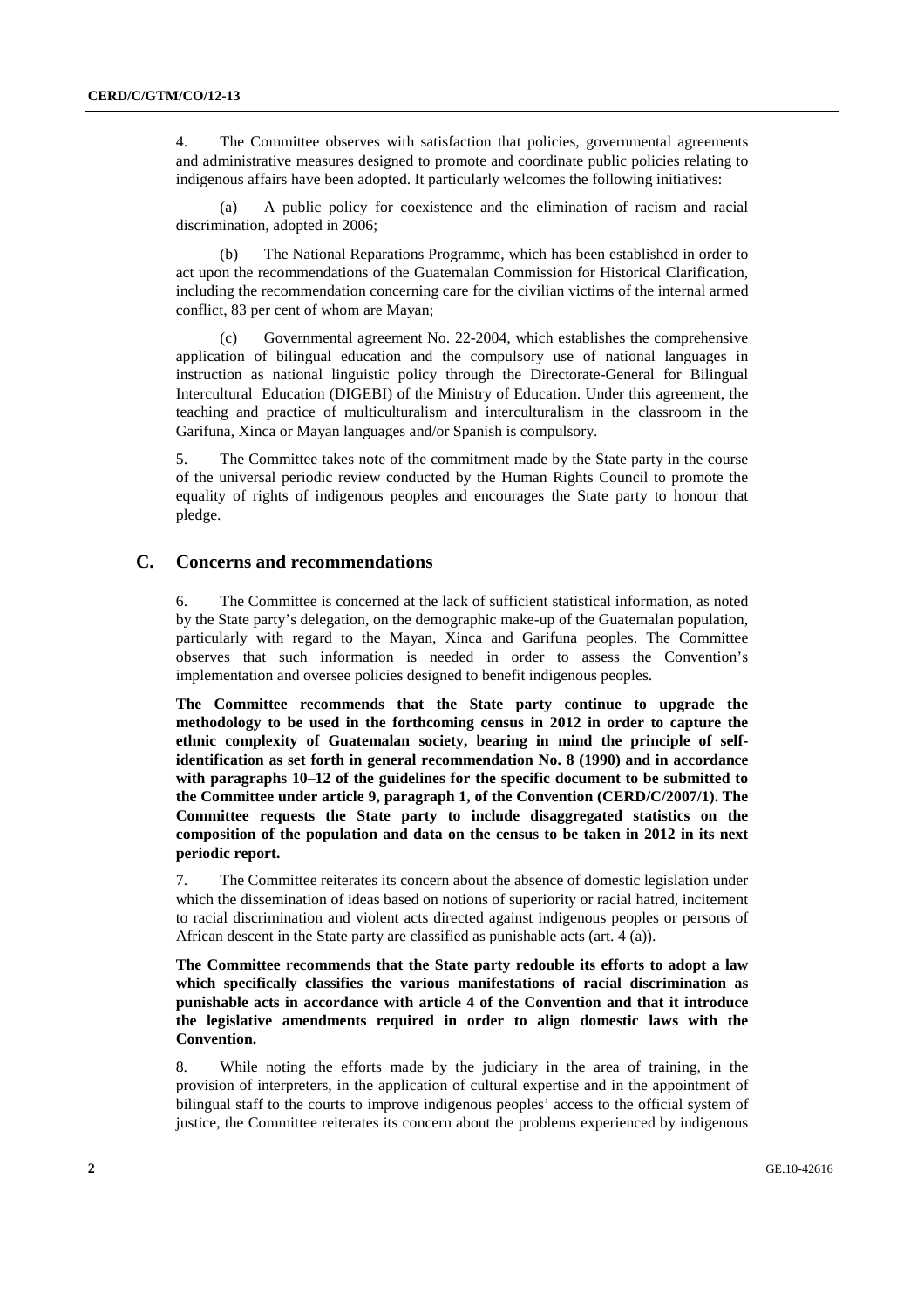4. The Committee observes with satisfaction that policies, governmental agreements and administrative measures designed to promote and coordinate public policies relating to indigenous affairs have been adopted. It particularly welcomes the following initiatives:

(a) A public policy for coexistence and the elimination of racism and racial discrimination, adopted in 2006;

(b) The National Reparations Programme, which has been established in order to act upon the recommendations of the Guatemalan Commission for Historical Clarification, including the recommendation concerning care for the civilian victims of the internal armed conflict, 83 per cent of whom are Mayan;

(c) Governmental agreement No. 22-2004, which establishes the comprehensive application of bilingual education and the compulsory use of national languages in instruction as national linguistic policy through the Directorate-General for Bilingual Intercultural Education (DIGEBI) of the Ministry of Education. Under this agreement, the teaching and practice of multiculturalism and interculturalism in the classroom in the Garifuna, Xinca or Mayan languages and/or Spanish is compulsory.

5. The Committee takes note of the commitment made by the State party in the course of the universal periodic review conducted by the Human Rights Council to promote the equality of rights of indigenous peoples and encourages the State party to honour that pledge.

## C. Concerns and recommendations

6. The Committee is concerned at the lack of sufficient statistical information, as noted by the State party's delegation, on the demographic make-up of the Guatemalan population, particularly with regard to the Mayan, Xinca and Garifuna peoples. The Committee observes that such information is needed in order to assess the Convention's implementation and oversee policies designed to benefit indigenous peoples.

**The Committee recommends that the State party continue to upgrade the methodology to be used in the forthcoming census in 2012 in order to capture the ethnic complexity of Guatemalan society, bearing in mind the principle of self-identification as set forth in general recommendation No. 8 (1990) and in accordance with paragraphs 10–12 of the guidelines for the specific document to be submitted to the Committee under article 9, paragraph 1, of the Convention (CERD/C/2007/1). The Committee requests the State party to include disaggregated statistics on the composition of the population and data on the census to be taken in 2012 in its next periodic report.**

7. The Committee reiterates its concern about the absence of domestic legislation under which the dissemination of ideas based on notions of superiority or racial hatred, incitement to racial discrimination and violent acts directed against indigenous peoples or persons of African descent in the State party are classified as punishable acts (art. 4 (a)).

**The Committee recommends that the State party redouble its efforts to adopt a law which specifically classifies the various manifestations of racial discrimination as punishable acts in accordance with article 4 of the Convention and that it introduce the legislative amendments required in order to align domestic laws with the Convention.**

8. While noting the efforts made by the judiciary in the area of training, in the provision of interpreters, in the application of cultural expertise and in the appointment of bilingual staff to the courts to improve indigenous peoples' access to the official system of justice, the Committee reiterates its concern about the problems experienced by indigenous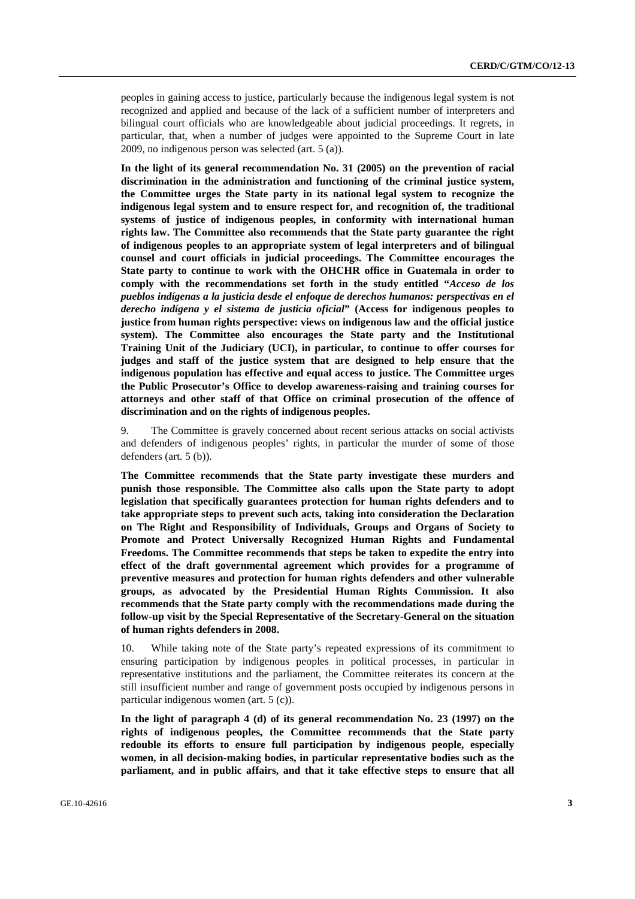peoples in gaining access to justice, particularly because the indigenous legal system is not recognized and applied and because of the lack of a sufficient number of interpreters and bilingual court officials who are knowledgeable about judicial proceedings. It regrets, in particular, that, when a number of judges were appointed to the Supreme Court in late 2009, no indigenous person was selected (art. 5 (a)).

**In the light of its general recommendation No. 31 (2005) on the prevention of racial discrimination in the administration and functioning of the criminal justice system, the Committee urges the State party in its national legal system to recognize the indigenous legal system and to ensure respect for, and recognition of, the traditional systems of justice of indigenous peoples, in conformity with international human rights law. The Committee also recommends that the State party guarantee the right of indigenous peoples to an appropriate system of legal interpreters and of bilingual counsel and court officials in judicial proceedings. The Committee encourages the State party to continue to work with the OHCHR office in Guatemala in order to comply with the recommendations set forth in the study entitled "*Acceso de los pueblos indígenas a la justicia desde el enfoque de derechos humanos: perspectivas en el derecho indígena y el sistema de justicia oficial*" (Access for indigenous peoples to justice from human rights perspective: views on indigenous law and the official justice system). The Committee also encourages the State party and the Institutional Training Unit of the Judiciary (UCI), in particular, to continue to offer courses for judges and staff of the justice system that are designed to help ensure that the indigenous population has effective and equal access to justice. The Committee urges the Public Prosecutor's Office to develop awareness-raising and training courses for attorneys and other staff of that Office on criminal prosecution of the offence of discrimination and on the rights of indigenous peoples.**

9. The Committee is gravely concerned about recent serious attacks on social activists and defenders of indigenous peoples' rights, in particular the murder of some of those defenders (art. 5 (b)).

**The Committee recommends that the State party investigate these murders and punish those responsible. The Committee also calls upon the State party to adopt legislation that specifically guarantees protection for human rights defenders and to take appropriate steps to prevent such acts, taking into consideration the Declaration on The Right and Responsibility of Individuals, Groups and Organs of Society to Promote and Protect Universally Recognized Human Rights and Fundamental Freedoms. The Committee recommends that steps be taken to expedite the entry into effect of the draft governmental agreement which provides for a programme of preventive measures and protection for human rights defenders and other vulnerable groups, as advocated by the Presidential Human Rights Commission. It also recommends that the State party comply with the recommendations made during the follow-up visit by the Special Representative of the Secretary-General on the situation of human rights defenders in 2008.**

10. While taking note of the State party's repeated expressions of its commitment to ensuring participation by indigenous peoples in political processes, in particular in representative institutions and the parliament, the Committee reiterates its concern at the still insufficient number and range of government posts occupied by indigenous persons in particular indigenous women (art. 5 (c)).

**In the light of paragraph 4 (d) of its general recommendation No. 23 (1997) on the rights of indigenous peoples, the Committee recommends that the State party redouble its efforts to ensure full participation by indigenous people, especially women, in all decision-making bodies, in particular representative bodies such as the parliament, and in public affairs, and that it take effective steps to ensure that all**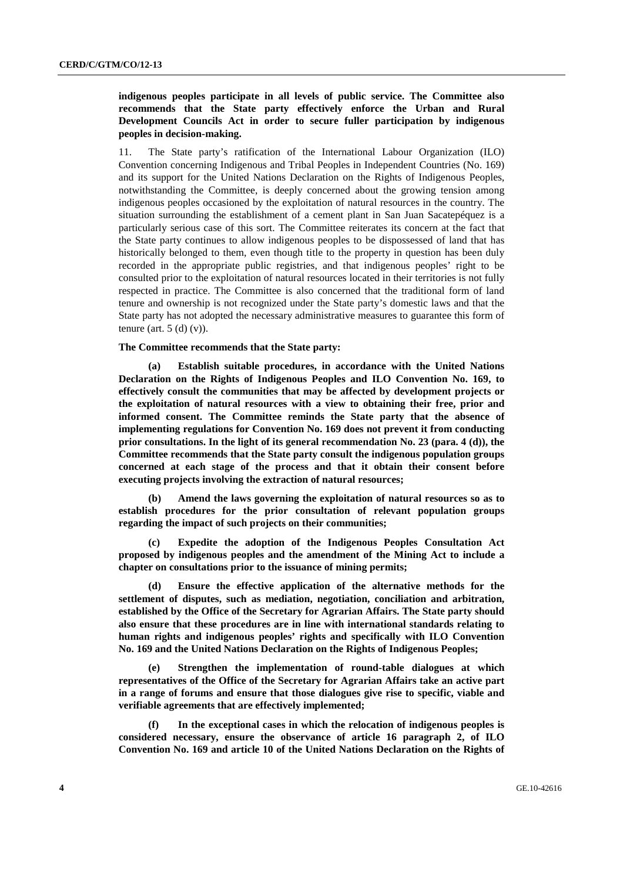**indigenous peoples participate in all levels of public service. The Committee also recommends that the State party effectively enforce the Urban and Rural Development Councils Act in order to secure fuller participation by indigenous peoples in decision-making.**

11. The State party's ratification of the International Labour Organization (ILO) Convention concerning Indigenous and Tribal Peoples in Independent Countries (No. 169) and its support for the United Nations Declaration on the Rights of Indigenous Peoples, notwithstanding the Committee, is deeply concerned about the growing tension among indigenous peoples occasioned by the exploitation of natural resources in the country. The situation surrounding the establishment of a cement plant in San Juan Sacatepéquez is a particularly serious case of this sort. The Committee reiterates its concern at the fact that the State party continues to allow indigenous peoples to be dispossessed of land that has historically belonged to them, even though title to the property in question has been duly recorded in the appropriate public registries, and that indigenous peoples' right to be consulted prior to the exploitation of natural resources located in their territories is not fully respected in practice. The Committee is also concerned that the traditional form of land tenure and ownership is not recognized under the State party's domestic laws and that the State party has not adopted the necessary administrative measures to guarantee this form of tenure (art. 5 (d) (v)).

**The Committee recommends that the State party:**

**(a) Establish suitable procedures, in accordance with the United Nations Declaration on the Rights of Indigenous Peoples and ILO Convention No. 169, to effectively consult the communities that may be affected by development projects or the exploitation of natural resources with a view to obtaining their free, prior and informed consent. The Committee reminds the State party that the absence of implementing regulations for Convention No. 169 does not prevent it from conducting prior consultations. In the light of its general recommendation No. 23 (para. 4 (d)), the Committee recommends that the State party consult the indigenous population groups concerned at each stage of the process and that it obtain their consent before executing projects involving the extraction of natural resources;**

**(b) Amend the laws governing the exploitation of natural resources so as to establish procedures for the prior consultation of relevant population groups regarding the impact of such projects on their communities;**

**(c) Expedite the adoption of the Indigenous Peoples Consultation Act proposed by indigenous peoples and the amendment of the Mining Act to include a chapter on consultations prior to the issuance of mining permits;**

**(d) Ensure the effective application of the alternative methods for the settlement of disputes, such as mediation, negotiation, conciliation and arbitration, established by the Office of the Secretary for Agrarian Affairs. The State party should also ensure that these procedures are in line with international standards relating to human rights and indigenous peoples' rights and specifically with ILO Convention No. 169 and the United Nations Declaration on the Rights of Indigenous Peoples;**

**(e) Strengthen the implementation of round-table dialogues at which representatives of the Office of the Secretary for Agrarian Affairs take an active part in a range of forums and ensure that those dialogues give rise to specific, viable and verifiable agreements that are effectively implemented;**

**(f) In the exceptional cases in which the relocation of indigenous peoples is considered necessary, ensure the observance of article 16 paragraph 2, of ILO Convention No. 169 and article 10 of the United Nations Declaration on the Rights of**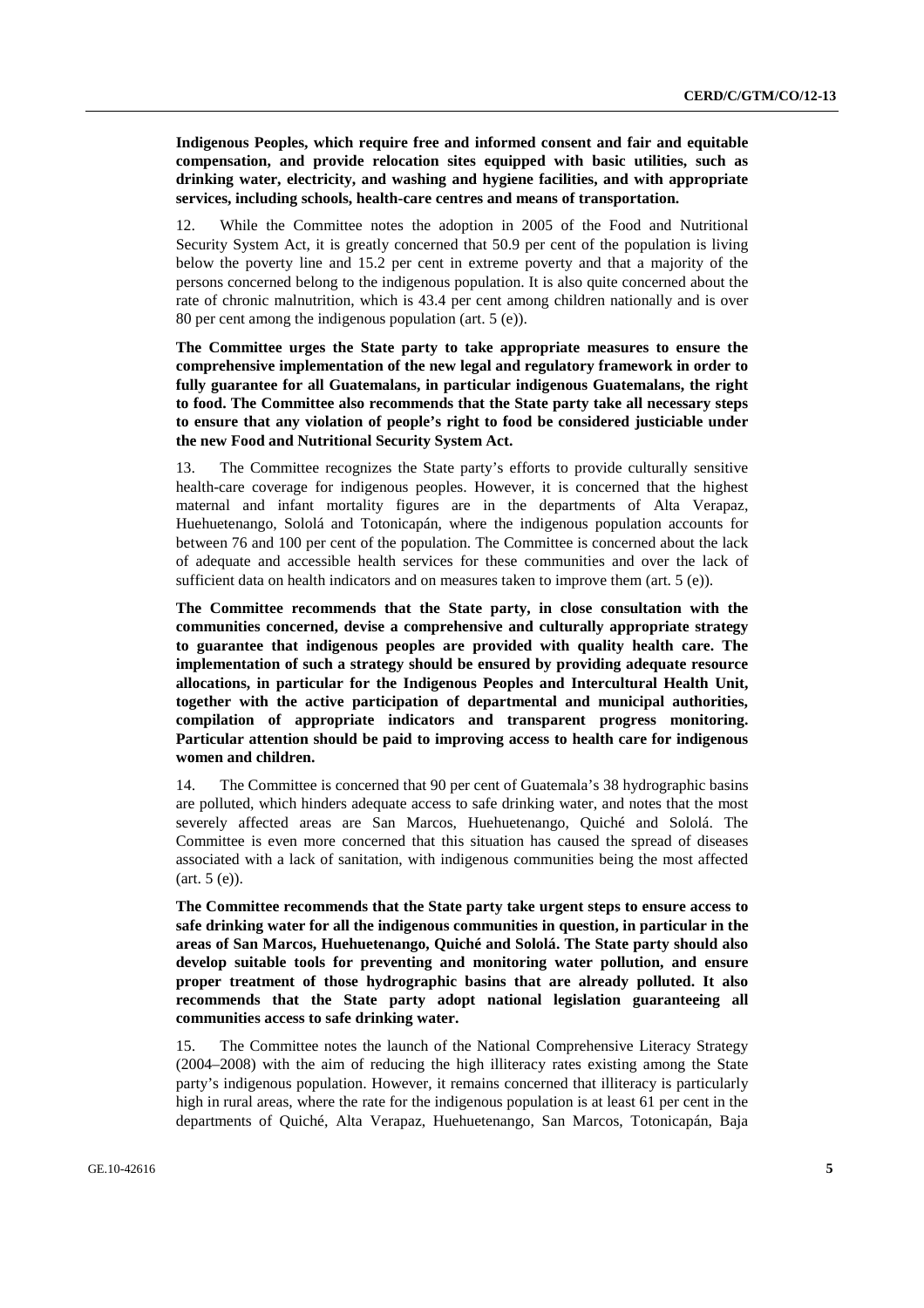**Indigenous Peoples, which require free and informed consent and fair and equitable compensation, and provide relocation sites equipped with basic utilities, such as drinking water, electricity, and washing and hygiene facilities, and with appropriate services, including schools, health-care centres and means of transportation.**

12. While the Committee notes the adoption in 2005 of the Food and Nutritional Security System Act, it is greatly concerned that 50.9 per cent of the population is living below the poverty line and 15.2 per cent in extreme poverty and that a majority of the persons concerned belong to the indigenous population. It is also quite concerned about the rate of chronic malnutrition, which is 43.4 per cent among children nationally and is over 80 per cent among the indigenous population (art. 5 (e)).

**The Committee urges the State party to take appropriate measures to ensure the comprehensive implementation of the new legal and regulatory framework in order to fully guarantee for all Guatemalans, in particular indigenous Guatemalans, the right to food. The Committee also recommends that the State party take all necessary steps to ensure that any violation of people's right to food be considered justiciable under the new Food and Nutritional Security System Act.**

13. The Committee recognizes the State party's efforts to provide culturally sensitive health-care coverage for indigenous peoples. However, it is concerned that the highest maternal and infant mortality figures are in the departments of Alta Verapaz, Huehuetenango, Sololá and Totonicapán, where the indigenous population accounts for between 76 and 100 per cent of the population. The Committee is concerned about the lack of adequate and accessible health services for these communities and over the lack of sufficient data on health indicators and on measures taken to improve them (art. 5 (e)).

**The Committee recommends that the State party, in close consultation with the communities concerned, devise a comprehensive and culturally appropriate strategy to guarantee that indigenous peoples are provided with quality health care. The implementation of such a strategy should be ensured by providing adequate resource allocations, in particular for the Indigenous Peoples and Intercultural Health Unit, together with the active participation of departmental and municipal authorities, compilation of appropriate indicators and transparent progress monitoring. Particular attention should be paid to improving access to health care for indigenous women and children.**

14. The Committee is concerned that 90 per cent of Guatemala's 38 hydrographic basins are polluted, which hinders adequate access to safe drinking water, and notes that the most severely affected areas are San Marcos, Huehuetenango, Quiché and Sololá. The Committee is even more concerned that this situation has caused the spread of diseases associated with a lack of sanitation, with indigenous communities being the most affected (art. 5 (e)).

**The Committee recommends that the State party take urgent steps to ensure access to safe drinking water for all the indigenous communities in question, in particular in the areas of San Marcos, Huehuetenango, Quiché and Sololá. The State party should also develop suitable tools for preventing and monitoring water pollution, and ensure proper treatment of those hydrographic basins that are already polluted. It also recommends that the State party adopt national legislation guaranteeing all communities access to safe drinking water.**

15. The Committee notes the launch of the National Comprehensive Literacy Strategy (2004–2008) with the aim of reducing the high illiteracy rates existing among the State party's indigenous population. However, it remains concerned that illiteracy is particularly high in rural areas, where the rate for the indigenous population is at least 61 per cent in the departments of Quiché, Alta Verapaz, Huehuetenango, San Marcos, Totonicapán, Baja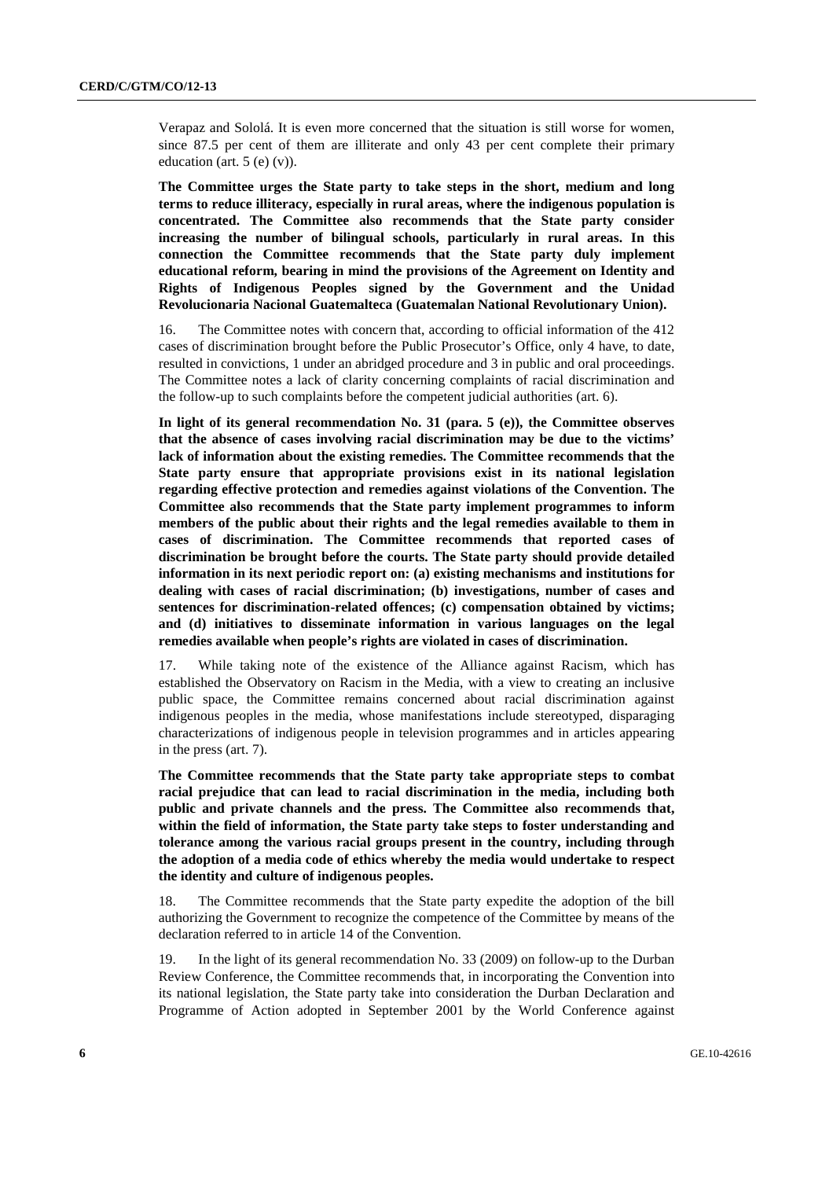Verapaz and Sololá. It is even more concerned that the situation is still worse for women, since 87.5 per cent of them are illiterate and only 43 per cent complete their primary education (art. 5 (e) (v)).

**The Committee urges the State party to take steps in the short, medium and long terms to reduce illiteracy, especially in rural areas, where the indigenous population is concentrated. The Committee also recommends that the State party consider increasing the number of bilingual schools, particularly in rural areas. In this connection the Committee recommends that the State party duly implement educational reform, bearing in mind the provisions of the Agreement on Identity and Rights of Indigenous Peoples signed by the Government and the Unidad Revolucionaria Nacional Guatemalteca (Guatemalan National Revolutionary Union).**

16. The Committee notes with concern that, according to official information of the 412 cases of discrimination brought before the Public Prosecutor's Office, only 4 have, to date, resulted in convictions, 1 under an abridged procedure and 3 in public and oral proceedings. The Committee notes a lack of clarity concerning complaints of racial discrimination and the follow-up to such complaints before the competent judicial authorities (art. 6).

**In light of its general recommendation No. 31 (para. 5 (e)), the Committee observes that the absence of cases involving racial discrimination may be due to the victims' lack of information about the existing remedies. The Committee recommends that the State party ensure that appropriate provisions exist in its national legislation regarding effective protection and remedies against violations of the Convention. The Committee also recommends that the State party implement programmes to inform members of the public about their rights and the legal remedies available to them in cases of discrimination. The Committee recommends that reported cases of discrimination be brought before the courts. The State party should provide detailed information in its next periodic report on: (a) existing mechanisms and institutions for dealing with cases of racial discrimination; (b) investigations, number of cases and sentences for discrimination-related offences; (c) compensation obtained by victims; and (d) initiatives to disseminate information in various languages on the legal remedies available when people's rights are violated in cases of discrimination.**

17. While taking note of the existence of the Alliance against Racism, which has established the Observatory on Racism in the Media, with a view to creating an inclusive public space, the Committee remains concerned about racial discrimination against indigenous peoples in the media, whose manifestations include stereotyped, disparaging characterizations of indigenous people in television programmes and in articles appearing in the press (art. 7).

**The Committee recommends that the State party take appropriate steps to combat racial prejudice that can lead to racial discrimination in the media, including both public and private channels and the press. The Committee also recommends that, within the field of information, the State party take steps to foster understanding and tolerance among the various racial groups present in the country, including through the adoption of a media code of ethics whereby the media would undertake to respect the identity and culture of indigenous peoples.**

18. The Committee recommends that the State party expedite the adoption of the bill authorizing the Government to recognize the competence of the Committee by means of the declaration referred to in article 14 of the Convention.

19. In the light of its general recommendation No. 33 (2009) on follow-up to the Durban Review Conference, the Committee recommends that, in incorporating the Convention into its national legislation, the State party take into consideration the Durban Declaration and Programme of Action adopted in September 2001 by the World Conference against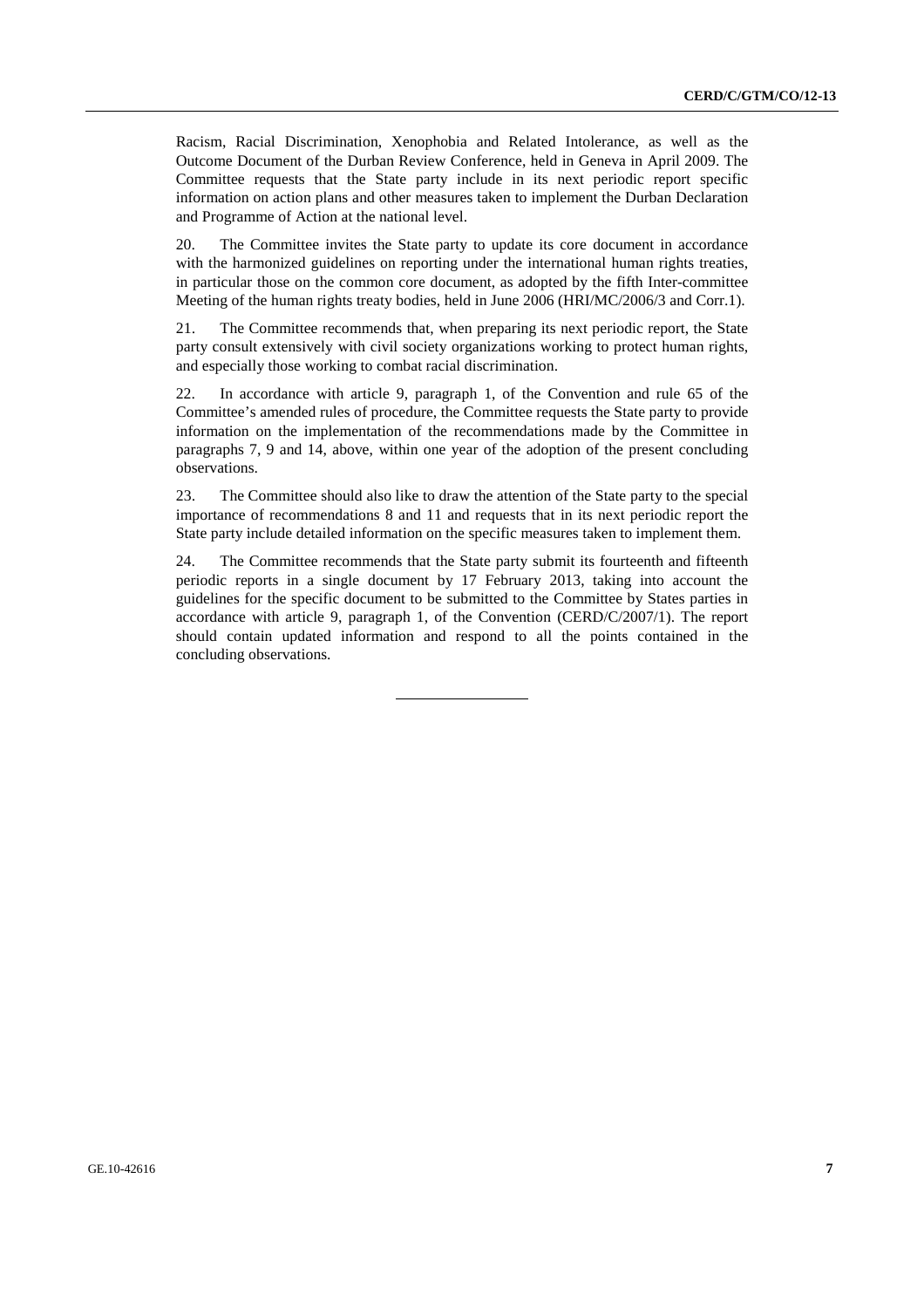Racism, Racial Discrimination, Xenophobia and Related Intolerance, as well as the Outcome Document of the Durban Review Conference, held in Geneva in April 2009. The Committee requests that the State party include in its next periodic report specific information on action plans and other measures taken to implement the Durban Declaration and Programme of Action at the national level.

20. The Committee invites the State party to update its core document in accordance with the harmonized guidelines on reporting under the international human rights treaties, in particular those on the common core document, as adopted by the fifth Inter-committee Meeting of the human rights treaty bodies, held in June 2006 (HRI/MC/2006/3 and Corr.1).

21. The Committee recommends that, when preparing its next periodic report, the State party consult extensively with civil society organizations working to protect human rights, and especially those working to combat racial discrimination.

22. In accordance with article 9, paragraph 1, of the Convention and rule 65 of the Committee's amended rules of procedure, the Committee requests the State party to provide information on the implementation of the recommendations made by the Committee in paragraphs 7, 9 and 14, above, within one year of the adoption of the present concluding observations.

23. The Committee should also like to draw the attention of the State party to the special importance of recommendations 8 and 11 and requests that in its next periodic report the State party include detailed information on the specific measures taken to implement them.

24. The Committee recommends that the State party submit its fourteenth and fifteenth periodic reports in a single document by 17 February 2013, taking into account the guidelines for the specific document to be submitted to the Committee by States parties in accordance with article 9, paragraph 1, of the Convention (CERD/C/2007/1). The report should contain updated information and respond to all the points contained in the concluding observations.